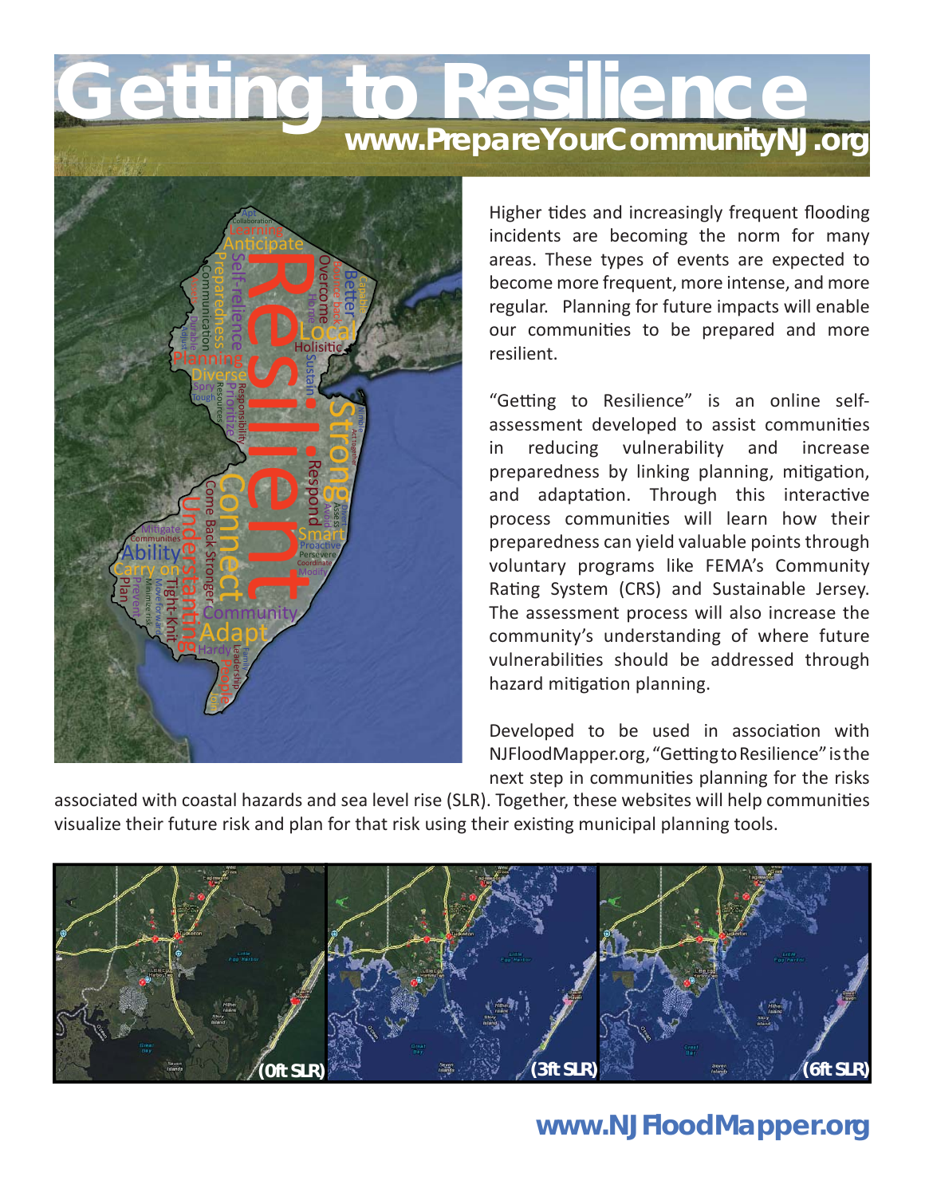# Getting to Resilience

www.PrepareYourCommunityNJ.org

Higher tides and increasingly frequent flooding incidents are becoming the norm for many areas. These types of events are expected to become more frequent, more intense, and more regular. Planning for future impacts will enable our communities to be prepared and more resilient.

"Getting to Resilience" is an online self-assessment developed to assist communities in reducing vulnerability and increase preparedness by linking planning, mitigation, and adaptation. Through this interactive process communities will learn how their preparedness can yield valuable points through voluntary programs like FEMA's Community Rating System (CRS) and Sustainable Jersey. The assessment process will also increase the community's understanding of where future vulnerabilities should be addressed through hazard mitigation planning.

Developed to be used in association with NJFloodMapper.org, "Getting to Resilience" is the next step in communities planning for the risks associated with coastal hazards and sea level rise (SLR). Together, these websites will help communities visualize their future risk and plan for that risk using their existing municipal planning tools.

(0ft SLR) (3ft SLR) (6ft SLR)

www.NJFloodMapper.org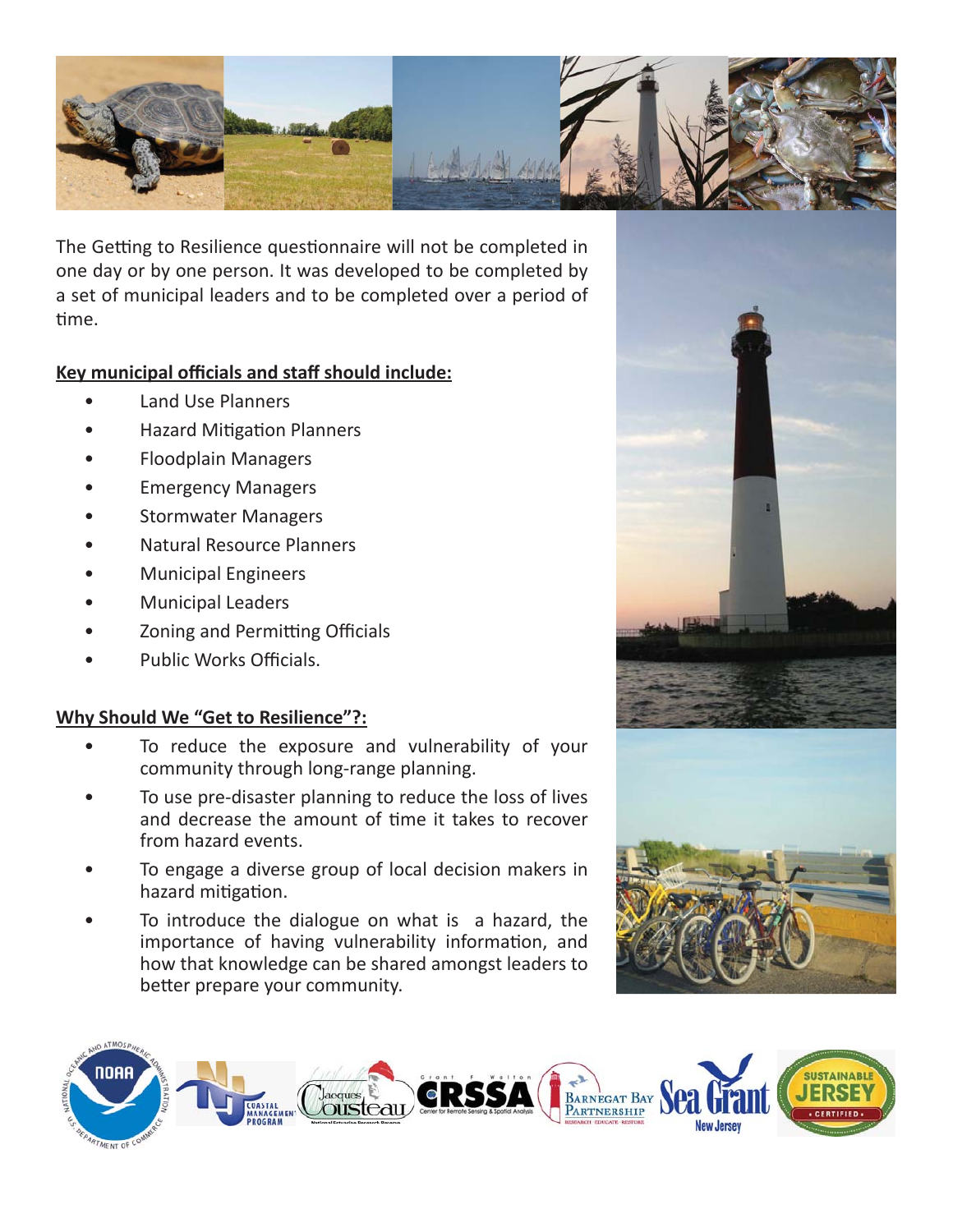The Getting to Resilience questionnaire will not be completed in one day or by one person. It was developed to be completed by a set of municipal leaders and to be completed over a period of time.

**Key municipal officials and staff should include:**

- Land Use Planners
- Hazard Mitigation Planners
- Floodplain Managers
- Emergency Managers
- Stormwater Managers
- Natural Resource Planners
- Municipal Engineers
- Municipal Leaders
- Zoning and Permitting Officials
- Public Works Officials.

**Why Should We "Get to Resilience"?:**

- To reduce the exposure and vulnerability of your community through long-range planning.
- To use pre-disaster planning to reduce the loss of lives and decrease the amount of time it takes to recover from hazard events.
- To engage a diverse group of local decision makers in hazard mitigation.
- To introduce the dialogue on what is a hazard, the importance of having vulnerability information, and how that knowledge can be shared amongst leaders to better prepare your community.